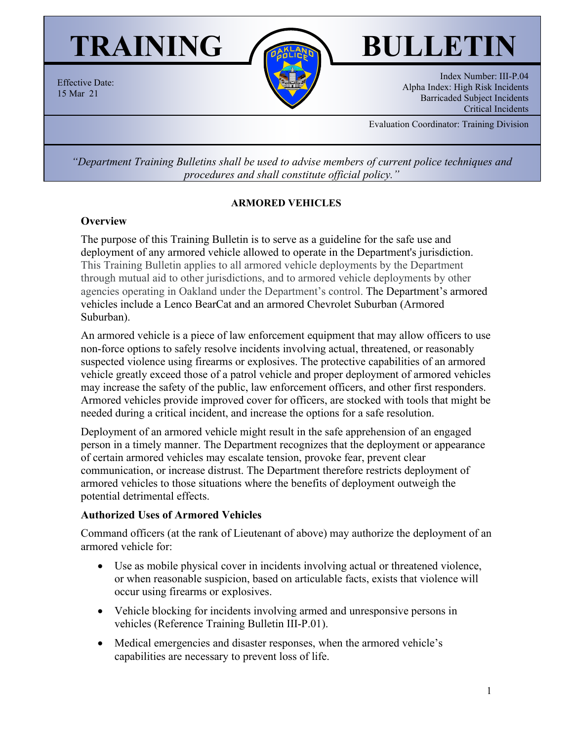# TRAINING BULLETIN

Effective Date:
15 Mar 21

Index Number: III-P.04
Alpha Index: High Risk Incidents
Barricaded Subject Incidents
Critical Incidents

Evaluation Coordinator: Training Division

*"Department Training Bulletins shall be used to advise members of current police techniques and procedures and shall constitute official policy."*

## ARMORED VEHICLES

### Overview

The purpose of this Training Bulletin is to serve as a guideline for the safe use and deployment of any armored vehicle allowed to operate in the Department's jurisdiction. This Training Bulletin applies to all armored vehicle deployments by the Department through mutual aid to other jurisdictions, and to armored vehicle deployments by other agencies operating in Oakland under the Department's control. The Department's armored vehicles include a Lenco BearCat and an armored Chevrolet Suburban (Armored Suburban).

An armored vehicle is a piece of law enforcement equipment that may allow officers to use non-force options to safely resolve incidents involving actual, threatened, or reasonably suspected violence using firearms or explosives. The protective capabilities of an armored vehicle greatly exceed those of a patrol vehicle and proper deployment of armored vehicles may increase the safety of the public, law enforcement officers, and other first responders. Armored vehicles provide improved cover for officers, are stocked with tools that might be needed during a critical incident, and increase the options for a safe resolution.

Deployment of an armored vehicle might result in the safe apprehension of an engaged person in a timely manner. The Department recognizes that the deployment or appearance of certain armored vehicles may escalate tension, provoke fear, prevent clear communication, or increase distrust. The Department therefore restricts deployment of armored vehicles to those situations where the benefits of deployment outweigh the potential detrimental effects.

### Authorized Uses of Armored Vehicles

Command officers (at the rank of Lieutenant of above) may authorize the deployment of an armored vehicle for:

- Use as mobile physical cover in incidents involving actual or threatened violence, or when reasonable suspicion, based on articulable facts, exists that violence will occur using firearms or explosives.
- Vehicle blocking for incidents involving armed and unresponsive persons in vehicles (Reference Training Bulletin III-P.01).
- Medical emergencies and disaster responses, when the armored vehicle's capabilities are necessary to prevent loss of life.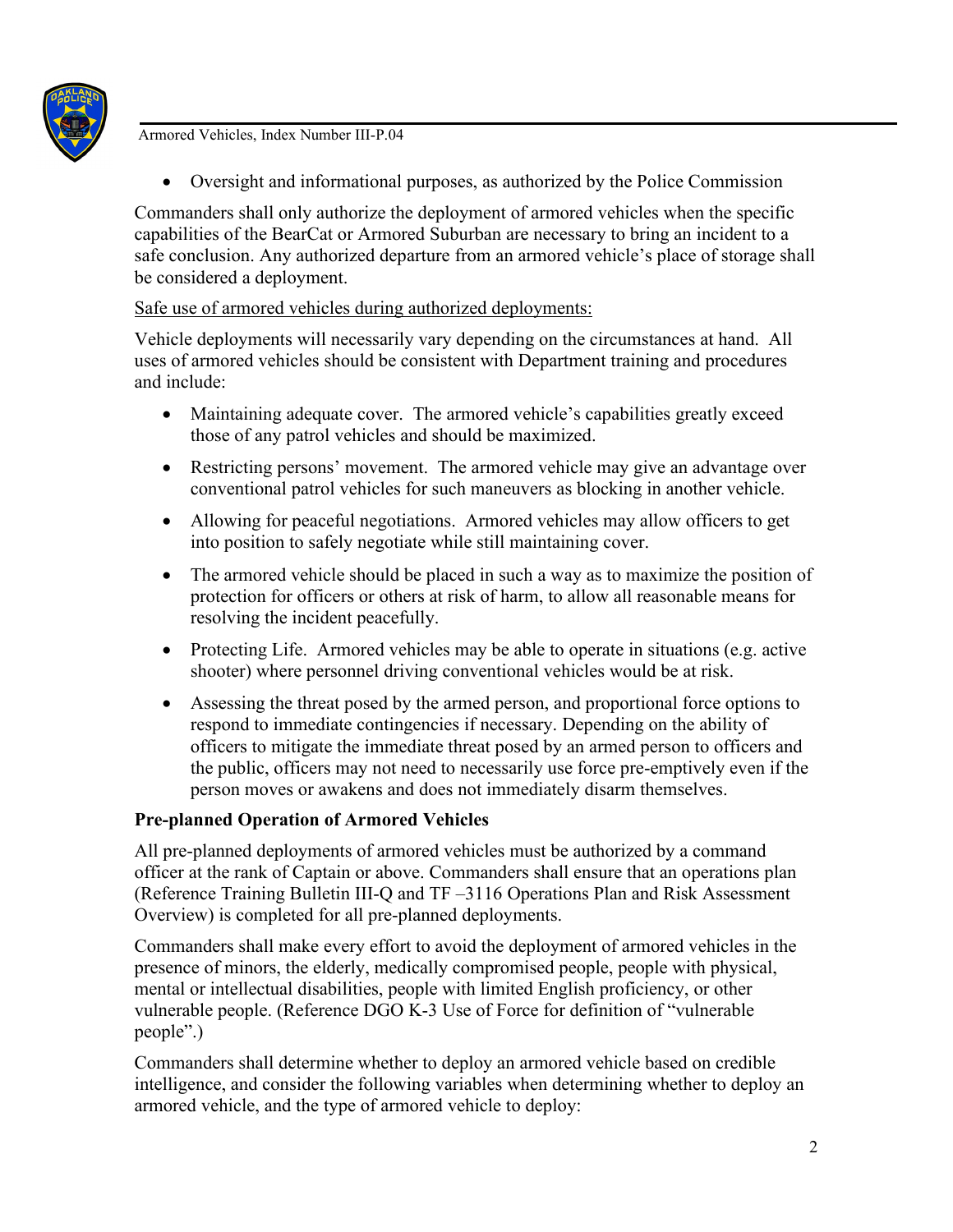- Oversight and informational purposes, as authorized by the Police Commission

Commanders shall only authorize the deployment of armored vehicles when the specific capabilities of the BearCat or Armored Suburban are necessary to bring an incident to a safe conclusion. Any authorized departure from an armored vehicle's place of storage shall be considered a deployment.

<u>Safe use of armored vehicles during authorized deployments:</u>

Vehicle deployments will necessarily vary depending on the circumstances at hand. All uses of armored vehicles should be consistent with Department training and procedures and include:

- Maintaining adequate cover. The armored vehicle's capabilities greatly exceed those of any patrol vehicles and should be maximized.
- Restricting persons' movement. The armored vehicle may give an advantage over conventional patrol vehicles for such maneuvers as blocking in another vehicle.
- Allowing for peaceful negotiations. Armored vehicles may allow officers to get into position to safely negotiate while still maintaining cover.
- The armored vehicle should be placed in such a way as to maximize the position of protection for officers or others at risk of harm, to allow all reasonable means for resolving the incident peacefully.
- Protecting Life. Armored vehicles may be able to operate in situations (e.g. active shooter) where personnel driving conventional vehicles would be at risk.
- Assessing the threat posed by the armed person, and proportional force options to respond to immediate contingencies if necessary. Depending on the ability of officers to mitigate the immediate threat posed by an armed person to officers and the public, officers may not need to necessarily use force pre-emptively even if the person moves or awakens and does not immediately disarm themselves.

**Pre-planned Operation of Armored Vehicles**

All pre-planned deployments of armored vehicles must be authorized by a command officer at the rank of Captain or above. Commanders shall ensure that an operations plan (Reference Training Bulletin III-Q and TF –3116 Operations Plan and Risk Assessment Overview) is completed for all pre-planned deployments.

Commanders shall make every effort to avoid the deployment of armored vehicles in the presence of minors, the elderly, medically compromised people, people with physical, mental or intellectual disabilities, people with limited English proficiency, or other vulnerable people. (Reference DGO K-3 Use of Force for definition of "vulnerable people".)

Commanders shall determine whether to deploy an armored vehicle based on credible intelligence, and consider the following variables when determining whether to deploy an armored vehicle, and the type of armored vehicle to deploy: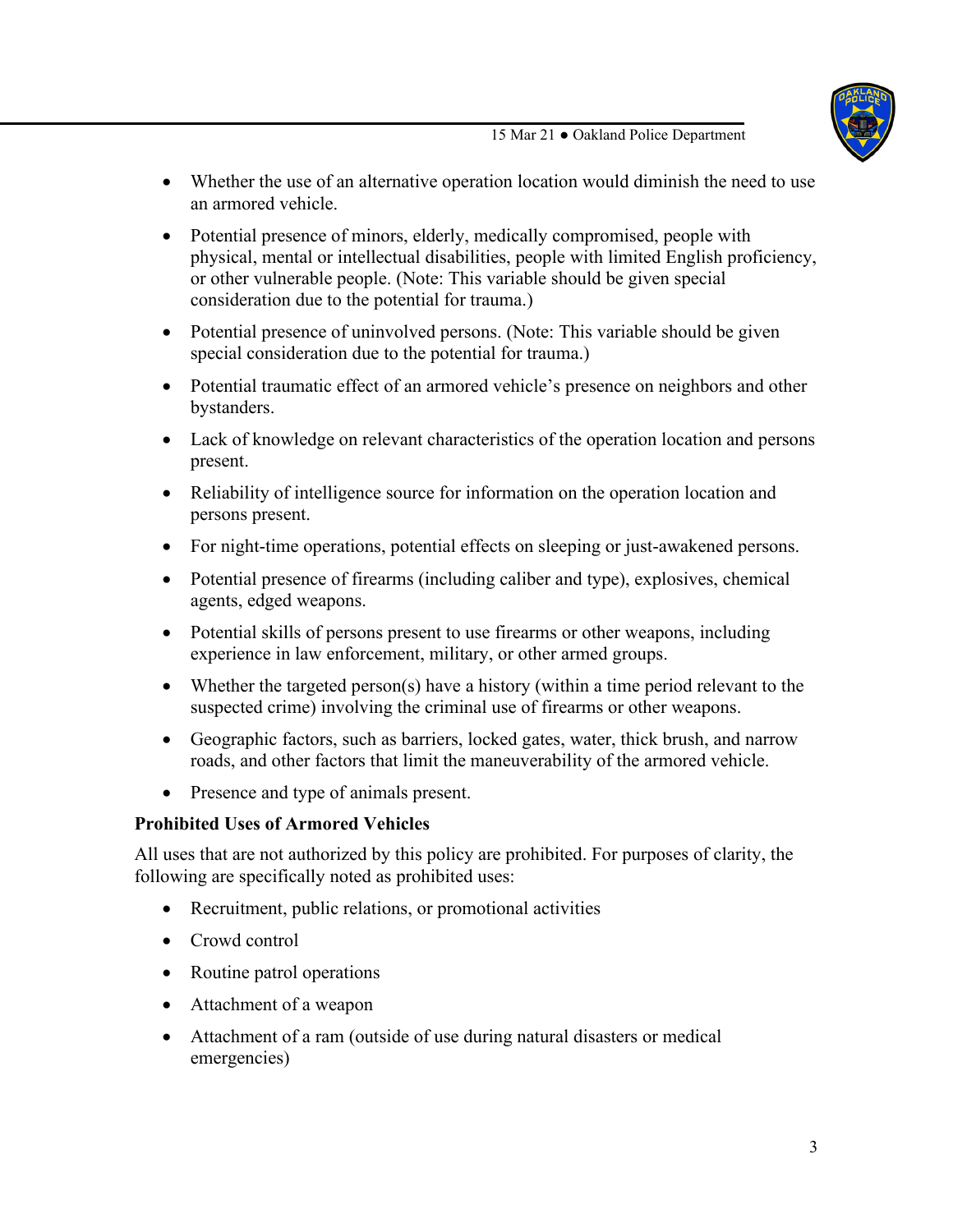- Whether the use of an alternative operation location would diminish the need to use an armored vehicle.
- Potential presence of minors, elderly, medically compromised, people with physical, mental or intellectual disabilities, people with limited English proficiency, or other vulnerable people. (Note: This variable should be given special consideration due to the potential for trauma.)
- Potential presence of uninvolved persons. (Note: This variable should be given special consideration due to the potential for trauma.)
- Potential traumatic effect of an armored vehicle's presence on neighbors and other bystanders.
- Lack of knowledge on relevant characteristics of the operation location and persons present.
- Reliability of intelligence source for information on the operation location and persons present.
- For night-time operations, potential effects on sleeping or just-awakened persons.
- Potential presence of firearms (including caliber and type), explosives, chemical agents, edged weapons.
- Potential skills of persons present to use firearms or other weapons, including experience in law enforcement, military, or other armed groups.
- Whether the targeted person(s) have a history (within a time period relevant to the suspected crime) involving the criminal use of firearms or other weapons.
- Geographic factors, such as barriers, locked gates, water, thick brush, and narrow roads, and other factors that limit the maneuverability of the armored vehicle.
- Presence and type of animals present.

**Prohibited Uses of Armored Vehicles**

All uses that are not authorized by this policy are prohibited. For purposes of clarity, the following are specifically noted as prohibited uses:

- Recruitment, public relations, or promotional activities
- Crowd control
- Routine patrol operations
- Attachment of a weapon
- Attachment of a ram (outside of use during natural disasters or medical emergencies)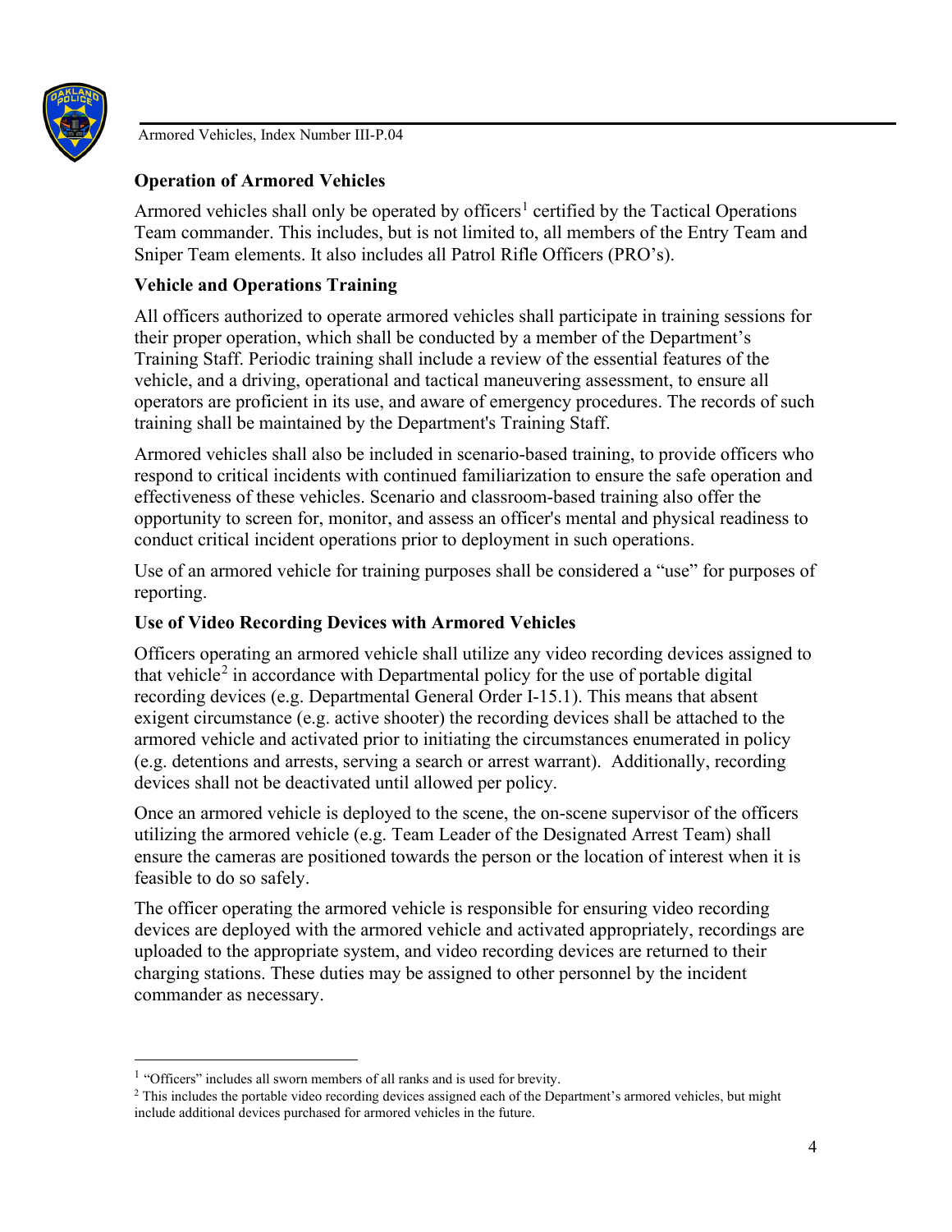**Operation of Armored Vehicles**

Armored vehicles shall only be operated by officers[1] certified by the Tactical Operations Team commander. This includes, but is not limited to, all members of the Entry Team and Sniper Team elements. It also includes all Patrol Rifle Officers (PRO's).

**Vehicle and Operations Training**

All officers authorized to operate armored vehicles shall participate in training sessions for their proper operation, which shall be conducted by a member of the Department's Training Staff. Periodic training shall include a review of the essential features of the vehicle, and a driving, operational and tactical maneuvering assessment, to ensure all operators are proficient in its use, and aware of emergency procedures. The records of such training shall be maintained by the Department's Training Staff.

Armored vehicles shall also be included in scenario-based training, to provide officers who respond to critical incidents with continued familiarization to ensure the safe operation and effectiveness of these vehicles. Scenario and classroom-based training also offer the opportunity to screen for, monitor, and assess an officer's mental and physical readiness to conduct critical incident operations prior to deployment in such operations.

Use of an armored vehicle for training purposes shall be considered a "use" for purposes of reporting.

**Use of Video Recording Devices with Armored Vehicles**

Officers operating an armored vehicle shall utilize any video recording devices assigned to that vehicle[2] in accordance with Departmental policy for the use of portable digital recording devices (e.g. Departmental General Order I-15.1). This means that absent exigent circumstance (e.g. active shooter) the recording devices shall be attached to the armored vehicle and activated prior to initiating the circumstances enumerated in policy (e.g. detentions and arrests, serving a search or arrest warrant). Additionally, recording devices shall not be deactivated until allowed per policy.

Once an armored vehicle is deployed to the scene, the on-scene supervisor of the officers utilizing the armored vehicle (e.g. Team Leader of the Designated Arrest Team) shall ensure the cameras are positioned towards the person or the location of interest when it is feasible to do so safely.

The officer operating the armored vehicle is responsible for ensuring video recording devices are deployed with the armored vehicle and activated appropriately, recordings are uploaded to the appropriate system, and video recording devices are returned to their charging stations. These duties may be assigned to other personnel by the incident commander as necessary.

---

[1] "Officers" includes all sworn members of all ranks and is used for brevity.

[2] This includes the portable video recording devices assigned each of the Department's armored vehicles, but might include additional devices purchased for armored vehicles in the future.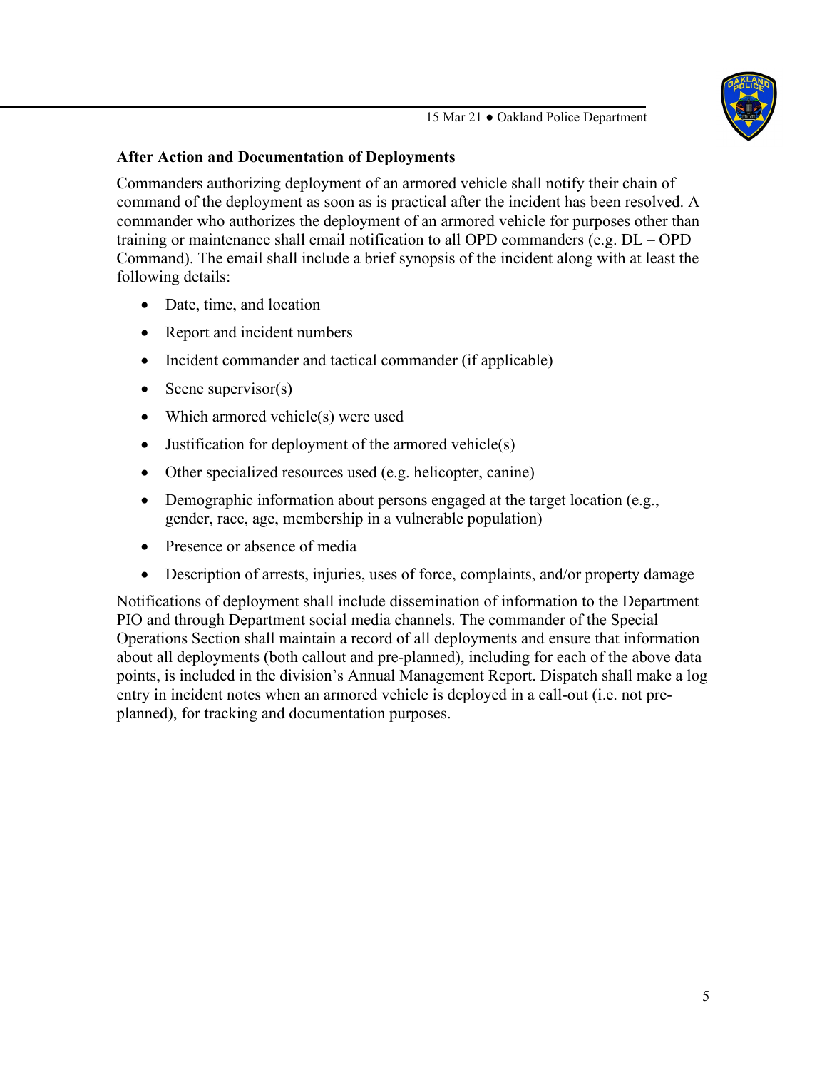**After Action and Documentation of Deployments**

Commanders authorizing deployment of an armored vehicle shall notify their chain of command of the deployment as soon as is practical after the incident has been resolved. A commander who authorizes the deployment of an armored vehicle for purposes other than training or maintenance shall email notification to all OPD commanders (e.g. DL – OPD Command). The email shall include a brief synopsis of the incident along with at least the following details:

- Date, time, and location
- Report and incident numbers
- Incident commander and tactical commander (if applicable)
- Scene supervisor(s)
- Which armored vehicle(s) were used
- Justification for deployment of the armored vehicle(s)
- Other specialized resources used (e.g. helicopter, canine)
- Demographic information about persons engaged at the target location (e.g., gender, race, age, membership in a vulnerable population)
- Presence or absence of media
- Description of arrests, injuries, uses of force, complaints, and/or property damage

Notifications of deployment shall include dissemination of information to the Department PIO and through Department social media channels. The commander of the Special Operations Section shall maintain a record of all deployments and ensure that information about all deployments (both callout and pre-planned), including for each of the above data points, is included in the division's Annual Management Report. Dispatch shall make a log entry in incident notes when an armored vehicle is deployed in a call-out (i.e. not pre-planned), for tracking and documentation purposes.